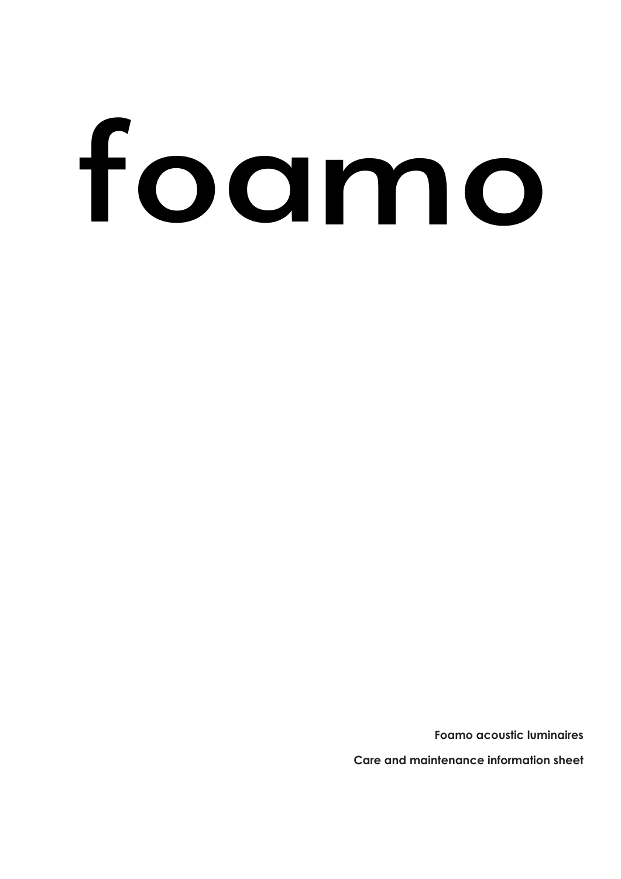# foamo

**Foamo acoustic luminaires**

**Care and maintenance information sheet**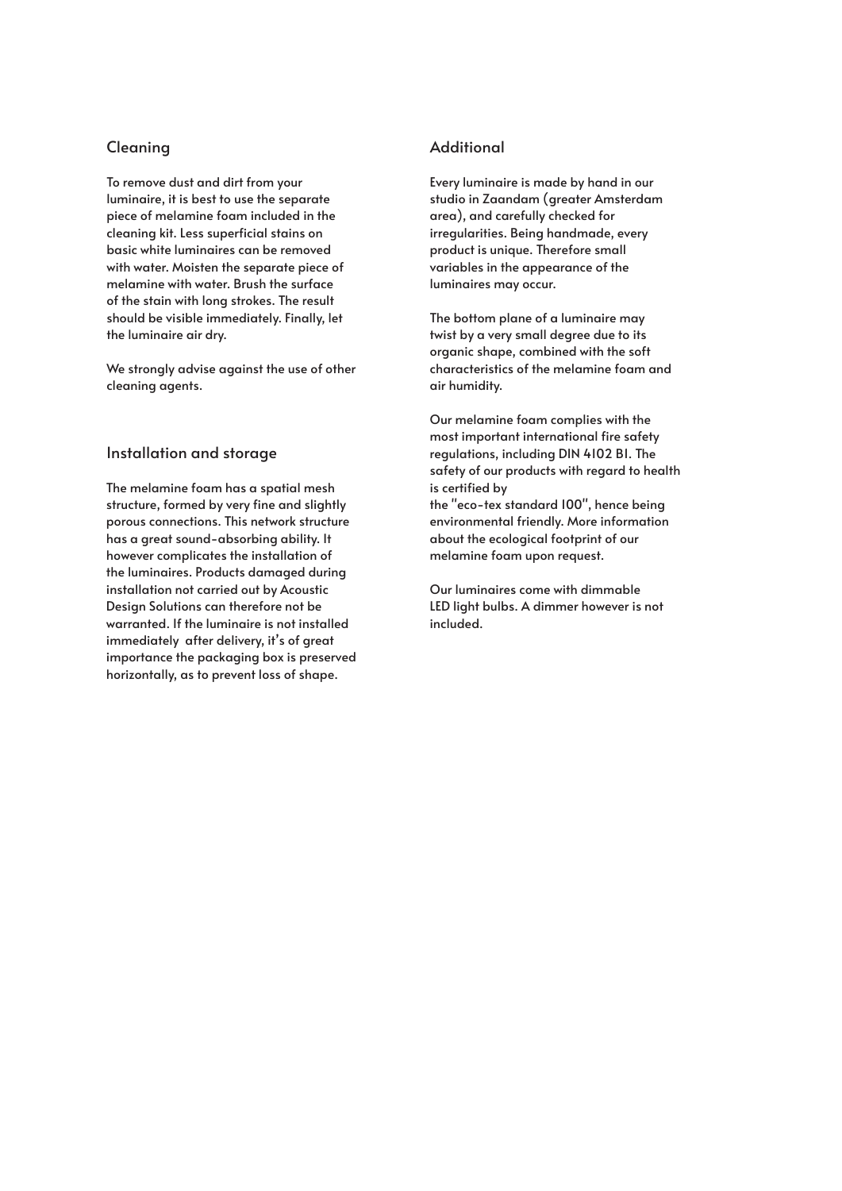## Cleaning

To remove dust and dirt from your luminaire, it is best to use the separate piece of melamine foam included in the cleaning kit. Less superficial stains on basic white luminaires can be removed with water. Moisten the separate piece of melamine with water. Brush the surface of the stain with long strokes. The result should be visible immediately. Finally, let the luminaire air dry.

We strongly advise against the use of other cleaning agents.

## Installation and storage

The melamine foam has a spatial mesh structure, formed by very fine and slightly porous connections. This network structure has a great sound-absorbing ability. It however complicates the installation of the luminaires. Products damaged during installation not carried out by Acoustic Design Solutions can therefore not be warranted. If the luminaire is not installed immediately after delivery, it's of great importance the packaging box is preserved horizontally, as to prevent loss of shape.

## Additional

Every luminaire is made by hand in our studio in Zaandam (greater Amsterdam area), and carefully checked for irregularities. Being handmade, every product is unique. Therefore small variables in the appearance of the luminaires may occur.

The bottom plane of a luminaire may twist by a very small degree due to its organic shape, combined with the soft characteristics of the melamine foam and air humidity.

Our melamine foam complies with the most important international fire safety regulations, including DIN 4102 B1. The safety of our products with regard to health is certified by
the "eco-tex standard 100", hence being environmental friendly. More information about the ecological footprint of our melamine foam upon request.

Our luminaires come with dimmable LED light bulbs. A dimmer however is not included.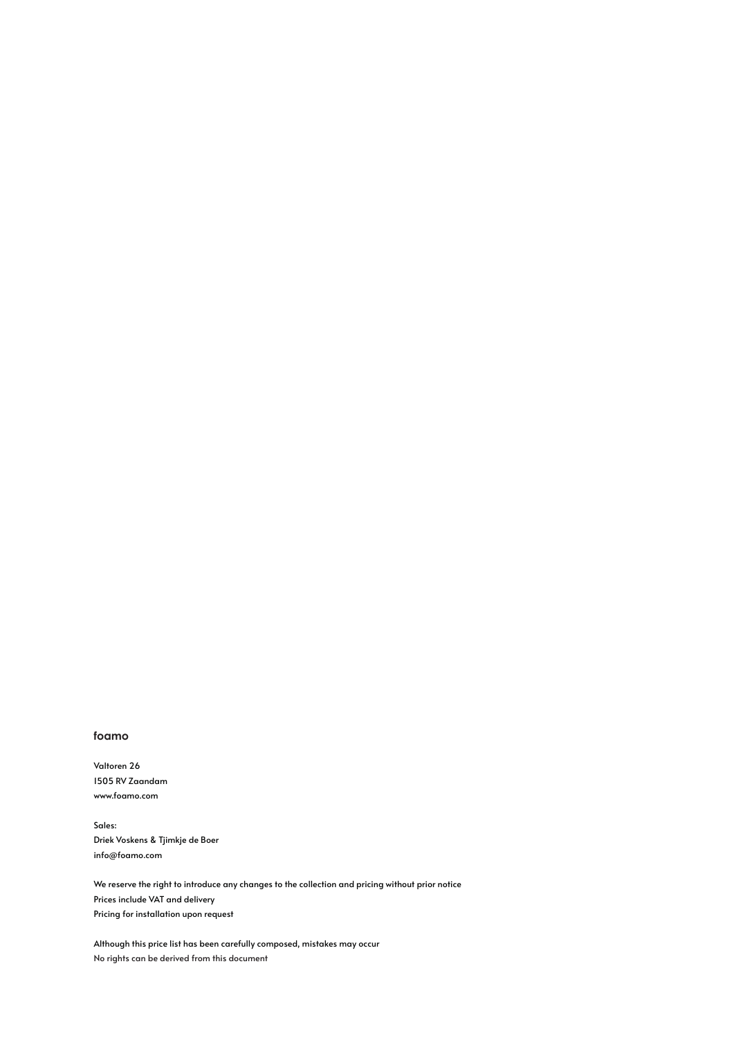**foamo**

Valtoren 26
1505 RV Zaandam
www.foamo.com

Sales:
Driek Voskens & Tjimkje de Boer
info@foamo.com

We reserve the right to introduce any changes to the collection and pricing without prior notice
Prices include VAT and delivery
Pricing for installation upon request

Although this price list has been carefully composed, mistakes may occur
No rights can be derived from this document